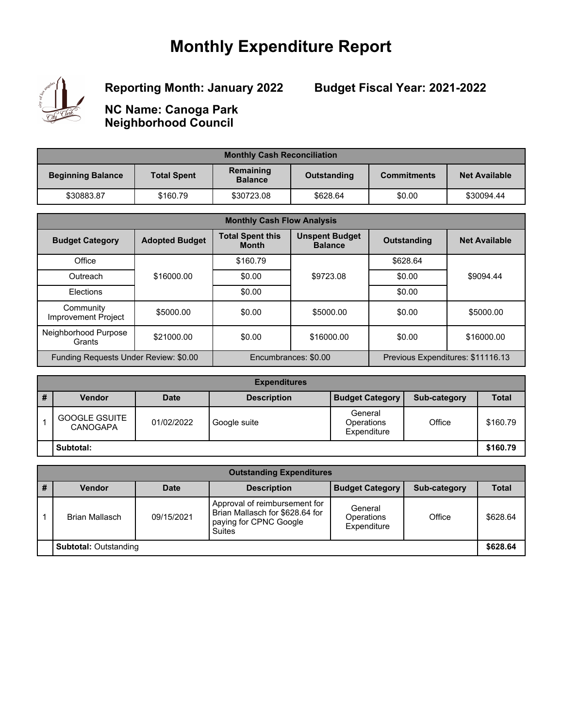# Monthly Expenditure Report

**Reporting Month: January 2022**

**Budget Fiscal Year: 2021-2022**

**NC Name: Canoga Park Neighborhood Council**

| Monthly Cash Reconciliation | | | | | |
|---|---|---|---|---|---|
| **Beginning Balance** | **Total Spent** | **Remaining Balance** | **Outstanding** | **Commitments** | **Net Available** |
| $30883.87 | $160.79 | $30723.08 | $628.64 | $0.00 | $30094.44 |

| Monthly Cash Flow Analysis | | | | | |
|---|---|---|---|---|---|
| **Budget Category** | **Adopted Budget** | **Total Spent this Month** | **Unspent Budget Balance** | **Outstanding** | **Net Available** |
| Office | $16000.00 | $160.79 | $9723.08 | $628.64 | $9094.44 |
| Outreach | | $0.00 | | $0.00 | |
| Elections | | $0.00 | | $0.00 | |
| Community Improvement Project | $5000.00 | $0.00 | $5000.00 | $0.00 | $5000.00 |
| Neighborhood Purpose Grants | $21000.00 | $0.00 | $16000.00 | $0.00 | $16000.00 |
| Funding Requests Under Review: $0.00 | | Encumbrances: $0.00 | | Previous Expenditures: $11116.13 | |

| Expenditures | | | | | | |
|---|---|---|---|---|---|---|
| **#** | **Vendor** | **Date** | **Description** | **Budget Category** | **Sub-category** | **Total** |
| 1 | GOOGLE GSUITE CANOGAPA | 01/02/2022 | Google suite | General Operations Expenditure | Office | $160.79 |
| | **Subtotal:** | | | | | **$160.79** |

| Outstanding Expenditures | | | | | | |
|---|---|---|---|---|---|---|
| **#** | **Vendor** | **Date** | **Description** | **Budget Category** | **Sub-category** | **Total** |
| 1 | Brian Mallasch | 09/15/2021 | Approval of reimbursement for Brian Mallasch for $628.64 for paying for CPNC Google Suites | General Operations Expenditure | Office | $628.64 |
| | **Subtotal:** Outstanding | | | | | **$628.64** |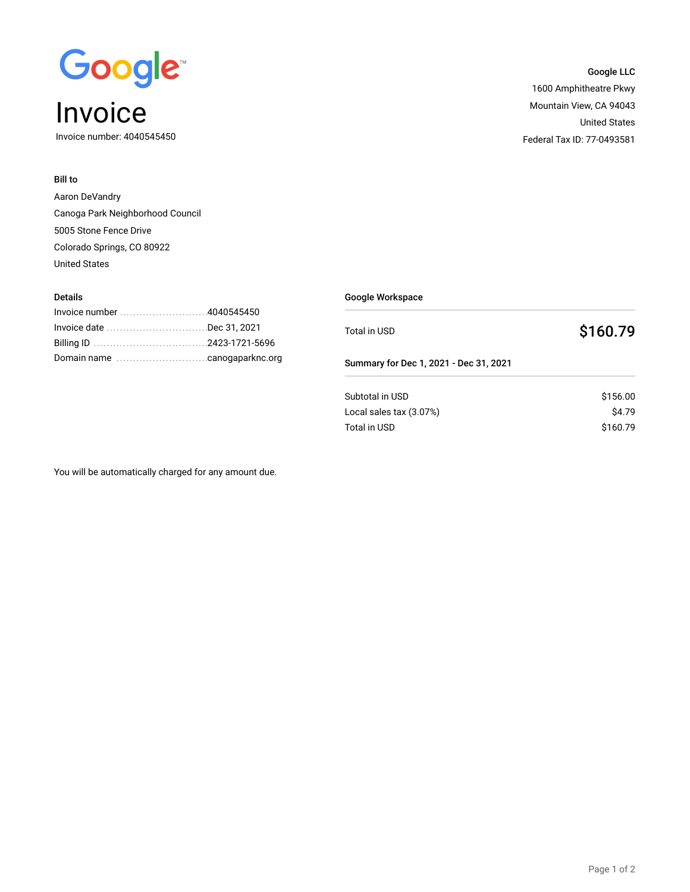Google

# Invoice

Invoice number: 4040545450

**Google LLC**
1600 Amphitheatre Pkwy
Mountain View, CA 94043
United States
Federal Tax ID: 77-0493581

**Bill to**

Aaron DeVandry
Canoga Park Neighborhood Council
5005 Stone Fence Drive
Colorado Springs, CO 80922
United States

**Details**

| | |
|---|---|
| Invoice number | 4040545450 |
| Invoice date | Dec 31, 2021 |
| Billing ID | 2423-1721-5696 |
| Domain name | canogaparknc.org |

**Google Workspace**

Total in USD **$160.79**

**Summary for Dec 1, 2021 - Dec 31, 2021**

| | |
|---|---|
| Subtotal in USD | $156.00 |
| Local sales tax (3.07%) | $4.79 |
| Total in USD | $160.79 |

You will be automatically charged for any amount due.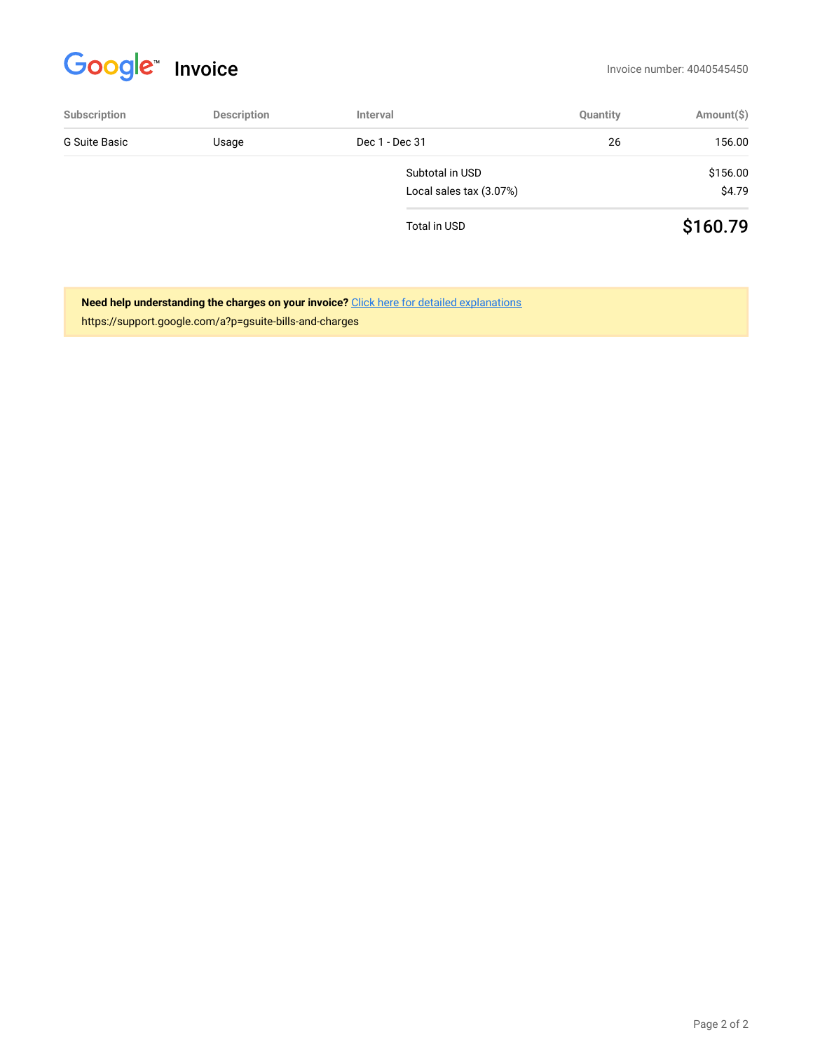# Google Invoice

Invoice number: 4040545450

| Subscription | Description | Interval | Quantity | Amount($) |
| --- | --- | --- | --- | --- |
| G Suite Basic | Usage | Dec 1 - Dec 31 | 26 | 156.00 |

| | |
| --- | --- |
| Subtotal in USD | $156.00 |
| Local sales tax (3.07%) | $4.79 |
| Total in USD | **$160.79** |

**Need help understanding the charges on your invoice?** [Click here for detailed explanations](https://support.google.com/a?p=gsuite-bills-and-charges)
https://support.google.com/a?p=gsuite-bills-and-charges